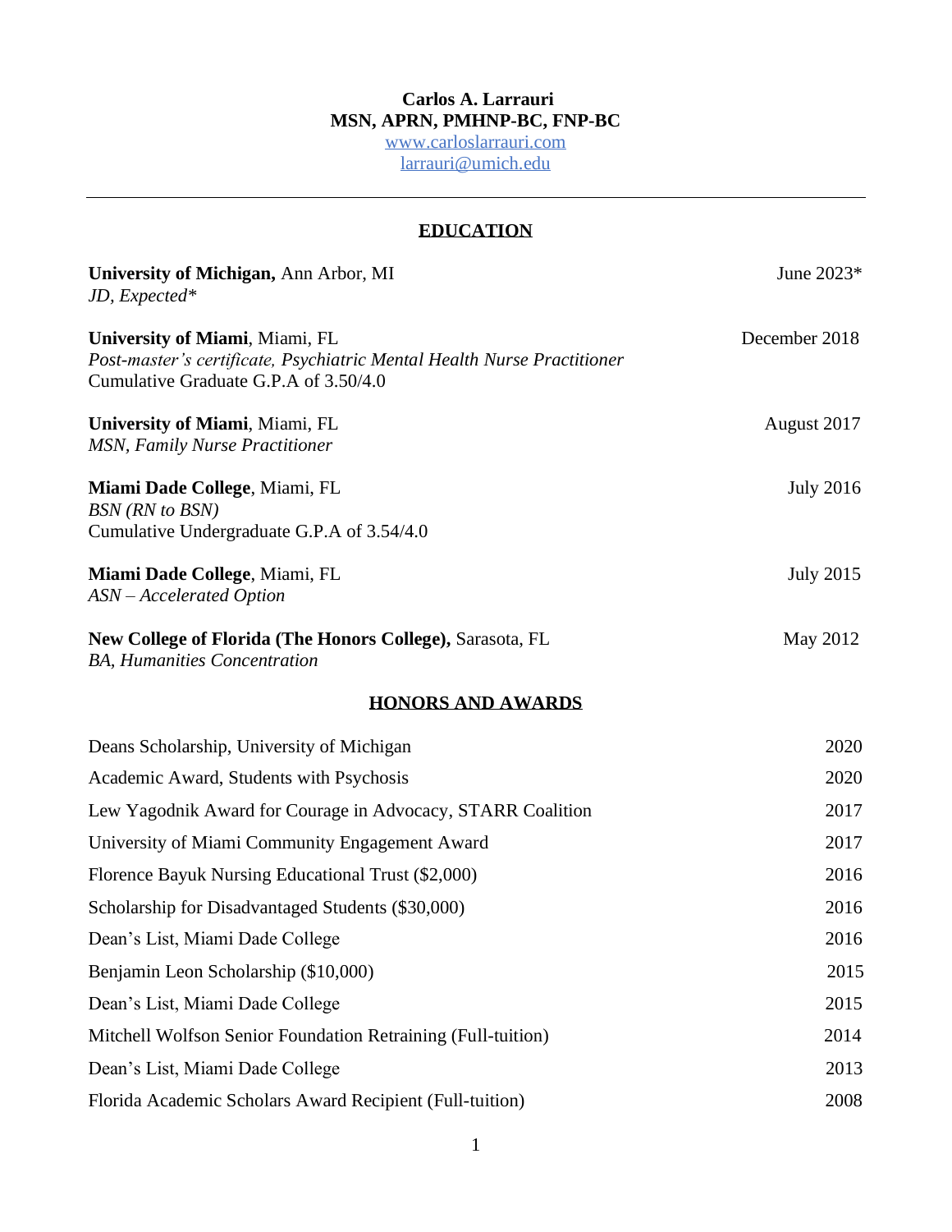# Carlos A. Larrauri
## MSN, APRN, PMHNP-BC, FNP-BC

www.carloslarrauri.com
larrauri@umich.edu

---

## EDUCATION

**University of Michigan,** Ann Arbor, MI — June 2023*
*JD, Expected**

**University of Miami**, Miami, FL — December 2018
*Post-master's certificate, Psychiatric Mental Health Nurse Practitioner*
Cumulative Graduate G.P.A of 3.50/4.0

**University of Miami**, Miami, FL — August 2017
*MSN, Family Nurse Practitioner*

**Miami Dade College**, Miami, FL — July 2016
*BSN (RN to BSN)*
Cumulative Undergraduate G.P.A of 3.54/4.0

**Miami Dade College**, Miami, FL — July 2015
*ASN – Accelerated Option*

**New College of Florida (The Honors College),** Sarasota, FL — May 2012
*BA, Humanities Concentration*

## HONORS AND AWARDS

| Award | Year |
|---|---|
| Deans Scholarship, University of Michigan | 2020 |
| Academic Award, Students with Psychosis | 2020 |
| Lew Yagodnik Award for Courage in Advocacy, STARR Coalition | 2017 |
| University of Miami Community Engagement Award | 2017 |
| Florence Bayuk Nursing Educational Trust ($2,000) | 2016 |
| Scholarship for Disadvantaged Students ($30,000) | 2016 |
| Dean's List, Miami Dade College | 2016 |
| Benjamin Leon Scholarship ($10,000) | 2015 |
| Dean's List, Miami Dade College | 2015 |
| Mitchell Wolfson Senior Foundation Retraining (Full-tuition) | 2014 |
| Dean's List, Miami Dade College | 2013 |
| Florida Academic Scholars Award Recipient (Full-tuition) | 2008 |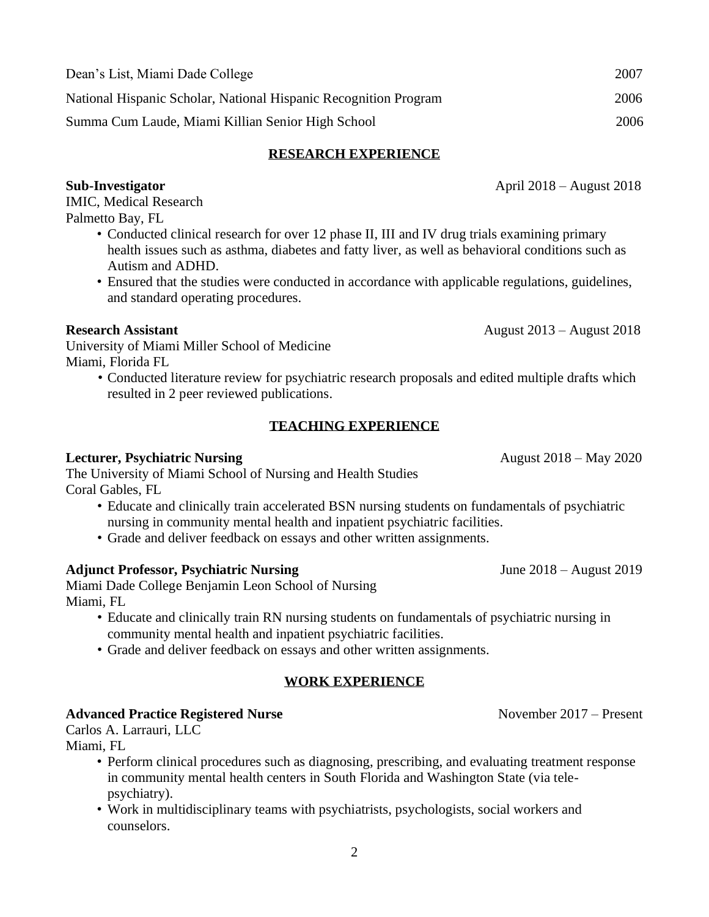Dean's List, Miami Dade College 2007

National Hispanic Scholar, National Hispanic Recognition Program 2006

Summa Cum Laude, Miami Killian Senior High School 2006

## RESEARCH EXPERIENCE

**Sub-Investigator** April 2018 – August 2018

IMIC, Medical Research
Palmetto Bay, FL

- Conducted clinical research for over 12 phase II, III and IV drug trials examining primary health issues such as asthma, diabetes and fatty liver, as well as behavioral conditions such as Autism and ADHD.
- Ensured that the studies were conducted in accordance with applicable regulations, guidelines, and standard operating procedures.

**Research Assistant** August 2013 – August 2018

University of Miami Miller School of Medicine
Miami, Florida FL

- Conducted literature review for psychiatric research proposals and edited multiple drafts which resulted in 2 peer reviewed publications.

## TEACHING EXPERIENCE

**Lecturer, Psychiatric Nursing** August 2018 – May 2020

The University of Miami School of Nursing and Health Studies
Coral Gables, FL

- Educate and clinically train accelerated BSN nursing students on fundamentals of psychiatric nursing in community mental health and inpatient psychiatric facilities.
- Grade and deliver feedback on essays and other written assignments.

**Adjunct Professor, Psychiatric Nursing** June 2018 – August 2019

Miami Dade College Benjamin Leon School of Nursing
Miami, FL

- Educate and clinically train RN nursing students on fundamentals of psychiatric nursing in community mental health and inpatient psychiatric facilities.
- Grade and deliver feedback on essays and other written assignments.

## WORK EXPERIENCE

**Advanced Practice Registered Nurse** November 2017 – Present

Carlos A. Larrauri, LLC
Miami, FL

- Perform clinical procedures such as diagnosing, prescribing, and evaluating treatment response in community mental health centers in South Florida and Washington State (via tele-psychiatry).
- Work in multidisciplinary teams with psychiatrists, psychologists, social workers and counselors.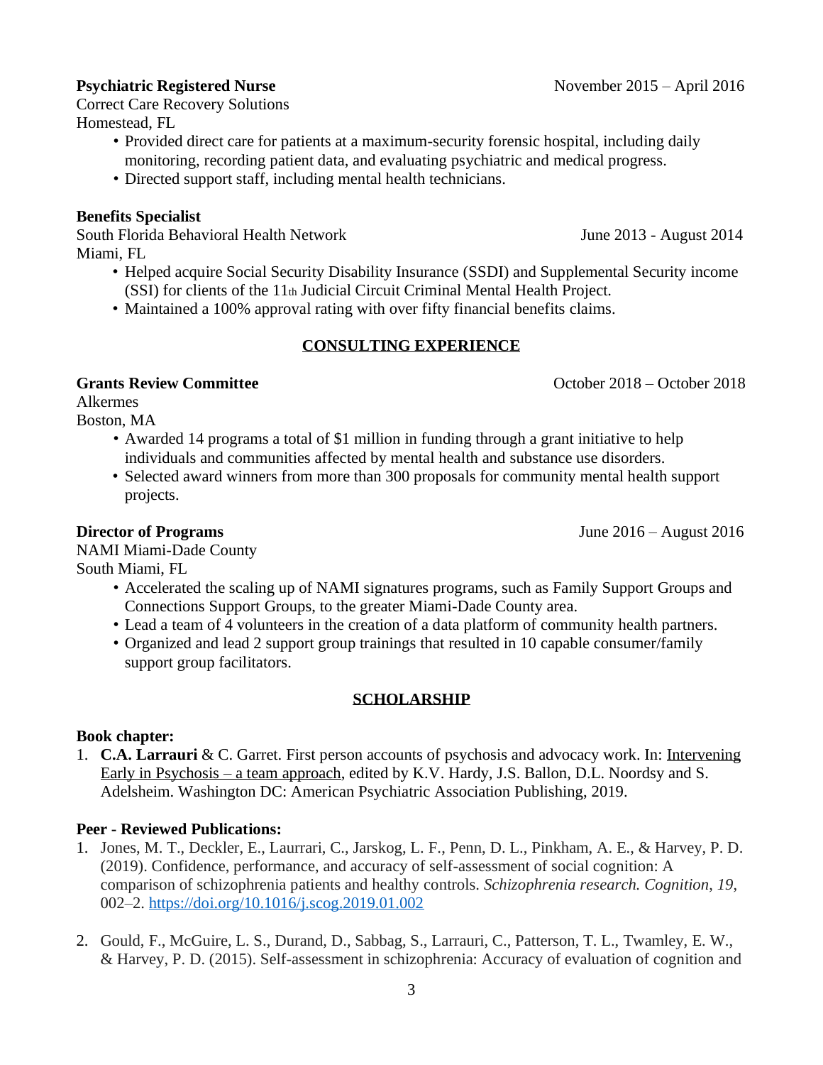**Psychiatric Registered Nurse** November 2015 – April 2016
Correct Care Recovery Solutions
Homestead, FL

- Provided direct care for patients at a maximum-security forensic hospital, including daily monitoring, recording patient data, and evaluating psychiatric and medical progress.
- Directed support staff, including mental health technicians.

**Benefits Specialist**
South Florida Behavioral Health Network June 2013 - August 2014
Miami, FL

- Helped acquire Social Security Disability Insurance (SSDI) and Supplemental Security income (SSI) for clients of the 11th Judicial Circuit Criminal Mental Health Project.
- Maintained a 100% approval rating with over fifty financial benefits claims.

## CONSULTING EXPERIENCE

**Grants Review Committee** October 2018 – October 2018
Alkermes
Boston, MA

- Awarded 14 programs a total of $1 million in funding through a grant initiative to help individuals and communities affected by mental health and substance use disorders.
- Selected award winners from more than 300 proposals for community mental health support projects.

**Director of Programs** June 2016 – August 2016
NAMI Miami-Dade County
South Miami, FL

- Accelerated the scaling up of NAMI signatures programs, such as Family Support Groups and Connections Support Groups, to the greater Miami-Dade County area.
- Lead a team of 4 volunteers in the creation of a data platform of community health partners.
- Organized and lead 2 support group trainings that resulted in 10 capable consumer/family support group facilitators.

## SCHOLARSHIP

**Book chapter:**

1. **C.A. Larrauri** & C. Garret. First person accounts of psychosis and advocacy work. In: Intervening Early in Psychosis – a team approach, edited by K.V. Hardy, J.S. Ballon, D.L. Noordsy and S. Adelsheim. Washington DC: American Psychiatric Association Publishing, 2019.

**Peer - Reviewed Publications:**

1. Jones, M. T., Deckler, E., Laurrari, C., Jarskog, L. F., Penn, D. L., Pinkham, A. E., & Harvey, P. D. (2019). Confidence, performance, and accuracy of self-assessment of social cognition: A comparison of schizophrenia patients and healthy controls. *Schizophrenia research. Cognition*, *19*, 002–2. https://doi.org/10.1016/j.scog.2019.01.002

2. Gould, F., McGuire, L. S., Durand, D., Sabbag, S., Larrauri, C., Patterson, T. L., Twamley, E. W., & Harvey, P. D. (2015). Self-assessment in schizophrenia: Accuracy of evaluation of cognition and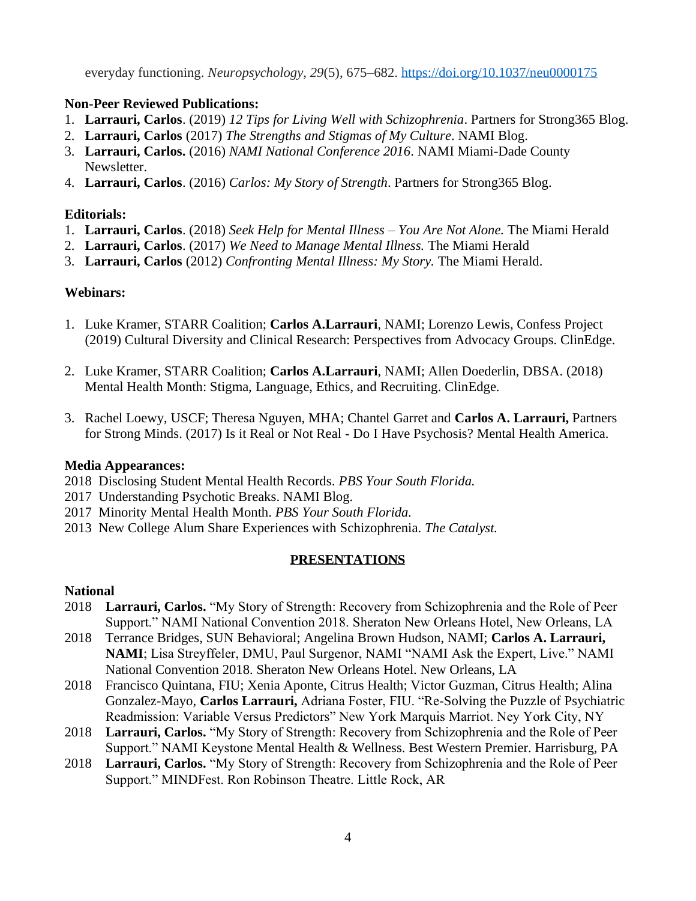everyday functioning. *Neuropsychology*, *29*(5), 675–682. https://doi.org/10.1037/neu0000175

**Non-Peer Reviewed Publications:**

1. **Larrauri, Carlos**. (2019) *12 Tips for Living Well with Schizophrenia*. Partners for Strong365 Blog.
2. **Larrauri, Carlos** (2017) *The Strengths and Stigmas of My Culture*. NAMI Blog.
3. **Larrauri, Carlos.** (2016) *NAMI National Conference 2016*. NAMI Miami-Dade County Newsletter.
4. **Larrauri, Carlos**. (2016) *Carlos: My Story of Strength*. Partners for Strong365 Blog.

**Editorials:**

1. **Larrauri, Carlos**. (2018) *Seek Help for Mental Illness – You Are Not Alone.* The Miami Herald
2. **Larrauri, Carlos**. (2017) *We Need to Manage Mental Illness.* The Miami Herald
3. **Larrauri, Carlos** (2012) *Confronting Mental Illness: My Story.* The Miami Herald.

**Webinars:**

1. Luke Kramer, STARR Coalition; **Carlos A.Larrauri**, NAMI; Lorenzo Lewis, Confess Project (2019) Cultural Diversity and Clinical Research: Perspectives from Advocacy Groups. ClinEdge.

2. Luke Kramer, STARR Coalition; **Carlos A.Larrauri**, NAMI; Allen Doederlin, DBSA. (2018) Mental Health Month: Stigma, Language, Ethics, and Recruiting. ClinEdge.

3. Rachel Loewy, USCF; Theresa Nguyen, MHA; Chantel Garret and **Carlos A. Larrauri,** Partners for Strong Minds. (2017) Is it Real or Not Real - Do I Have Psychosis? Mental Health America.

**Media Appearances:**

2018 Disclosing Student Mental Health Records. *PBS Your South Florida.*
2017 Understanding Psychotic Breaks. NAMI Blog.
2017 Minority Mental Health Month. *PBS Your South Florida.*
2013 New College Alum Share Experiences with Schizophrenia. *The Catalyst.*

## PRESENTATIONS

**National**

2018 **Larrauri, Carlos.** "My Story of Strength: Recovery from Schizophrenia and the Role of Peer Support." NAMI National Convention 2018. Sheraton New Orleans Hotel, New Orleans, LA

2018 Terrance Bridges, SUN Behavioral; Angelina Brown Hudson, NAMI; **Carlos A. Larrauri, NAMI**; Lisa Streyffeler, DMU, Paul Surgenor, NAMI "NAMI Ask the Expert, Live." NAMI National Convention 2018. Sheraton New Orleans Hotel. New Orleans, LA

2018 Francisco Quintana, FIU; Xenia Aponte, Citrus Health; Victor Guzman, Citrus Health; Alina Gonzalez-Mayo, **Carlos Larrauri,** Adriana Foster, FIU. "Re-Solving the Puzzle of Psychiatric Readmission: Variable Versus Predictors" New York Marquis Marriot. Ney York City, NY

2018 **Larrauri, Carlos.** "My Story of Strength: Recovery from Schizophrenia and the Role of Peer Support." NAMI Keystone Mental Health & Wellness. Best Western Premier. Harrisburg, PA

2018 **Larrauri, Carlos.** "My Story of Strength: Recovery from Schizophrenia and the Role of Peer Support." MINDFest. Ron Robinson Theatre. Little Rock, AR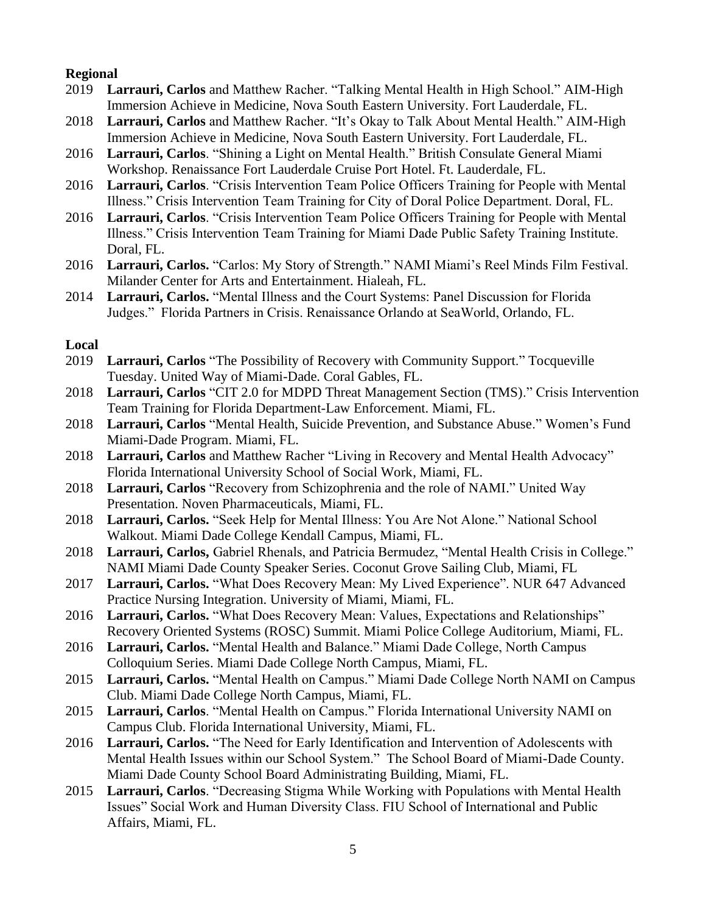**Regional**

2019 **Larrauri, Carlos** and Matthew Racher. "Talking Mental Health in High School." AIM-High Immersion Achieve in Medicine, Nova South Eastern University. Fort Lauderdale, FL.

2018 **Larrauri, Carlos** and Matthew Racher. "It's Okay to Talk About Mental Health." AIM-High Immersion Achieve in Medicine, Nova South Eastern University. Fort Lauderdale, FL.

2016 **Larrauri, Carlos**. "Shining a Light on Mental Health." British Consulate General Miami Workshop. Renaissance Fort Lauderdale Cruise Port Hotel. Ft. Lauderdale, FL.

2016 **Larrauri, Carlos**. "Crisis Intervention Team Police Officers Training for People with Mental Illness." Crisis Intervention Team Training for City of Doral Police Department. Doral, FL.

2016 **Larrauri, Carlos**. "Crisis Intervention Team Police Officers Training for People with Mental Illness." Crisis Intervention Team Training for Miami Dade Public Safety Training Institute. Doral, FL.

2016 **Larrauri, Carlos.** "Carlos: My Story of Strength." NAMI Miami's Reel Minds Film Festival. Milander Center for Arts and Entertainment. Hialeah, FL.

2014 **Larrauri, Carlos.** "Mental Illness and the Court Systems: Panel Discussion for Florida Judges." Florida Partners in Crisis. Renaissance Orlando at SeaWorld, Orlando, FL.

**Local**

2019 **Larrauri, Carlos** "The Possibility of Recovery with Community Support." Tocqueville Tuesday. United Way of Miami-Dade. Coral Gables, FL.

2018 **Larrauri, Carlos** "CIT 2.0 for MDPD Threat Management Section (TMS)." Crisis Intervention Team Training for Florida Department-Law Enforcement. Miami, FL.

2018 **Larrauri, Carlos** "Mental Health, Suicide Prevention, and Substance Abuse." Women's Fund Miami-Dade Program. Miami, FL.

2018 **Larrauri, Carlos** and Matthew Racher "Living in Recovery and Mental Health Advocacy" Florida International University School of Social Work, Miami, FL.

2018 **Larrauri, Carlos** "Recovery from Schizophrenia and the role of NAMI." United Way Presentation. Noven Pharmaceuticals, Miami, FL.

2018 **Larrauri, Carlos.** "Seek Help for Mental Illness: You Are Not Alone." National School Walkout. Miami Dade College Kendall Campus, Miami, FL.

2018 **Larrauri, Carlos,** Gabriel Rhenals, and Patricia Bermudez, "Mental Health Crisis in College." NAMI Miami Dade County Speaker Series. Coconut Grove Sailing Club, Miami, FL

2017 **Larrauri, Carlos.** "What Does Recovery Mean: My Lived Experience". NUR 647 Advanced Practice Nursing Integration. University of Miami, Miami, FL.

2016 **Larrauri, Carlos.** "What Does Recovery Mean: Values, Expectations and Relationships" Recovery Oriented Systems (ROSC) Summit. Miami Police College Auditorium, Miami, FL.

2016 **Larrauri, Carlos.** "Mental Health and Balance." Miami Dade College, North Campus Colloquium Series. Miami Dade College North Campus, Miami, FL.

2015 **Larrauri, Carlos.** "Mental Health on Campus." Miami Dade College North NAMI on Campus Club. Miami Dade College North Campus, Miami, FL.

2015 **Larrauri, Carlos**. "Mental Health on Campus." Florida International University NAMI on Campus Club. Florida International University, Miami, FL.

2016 **Larrauri, Carlos.** "The Need for Early Identification and Intervention of Adolescents with Mental Health Issues within our School System." The School Board of Miami-Dade County. Miami Dade County School Board Administrating Building, Miami, FL.

2015 **Larrauri, Carlos**. "Decreasing Stigma While Working with Populations with Mental Health Issues" Social Work and Human Diversity Class. FIU School of International and Public Affairs, Miami, FL.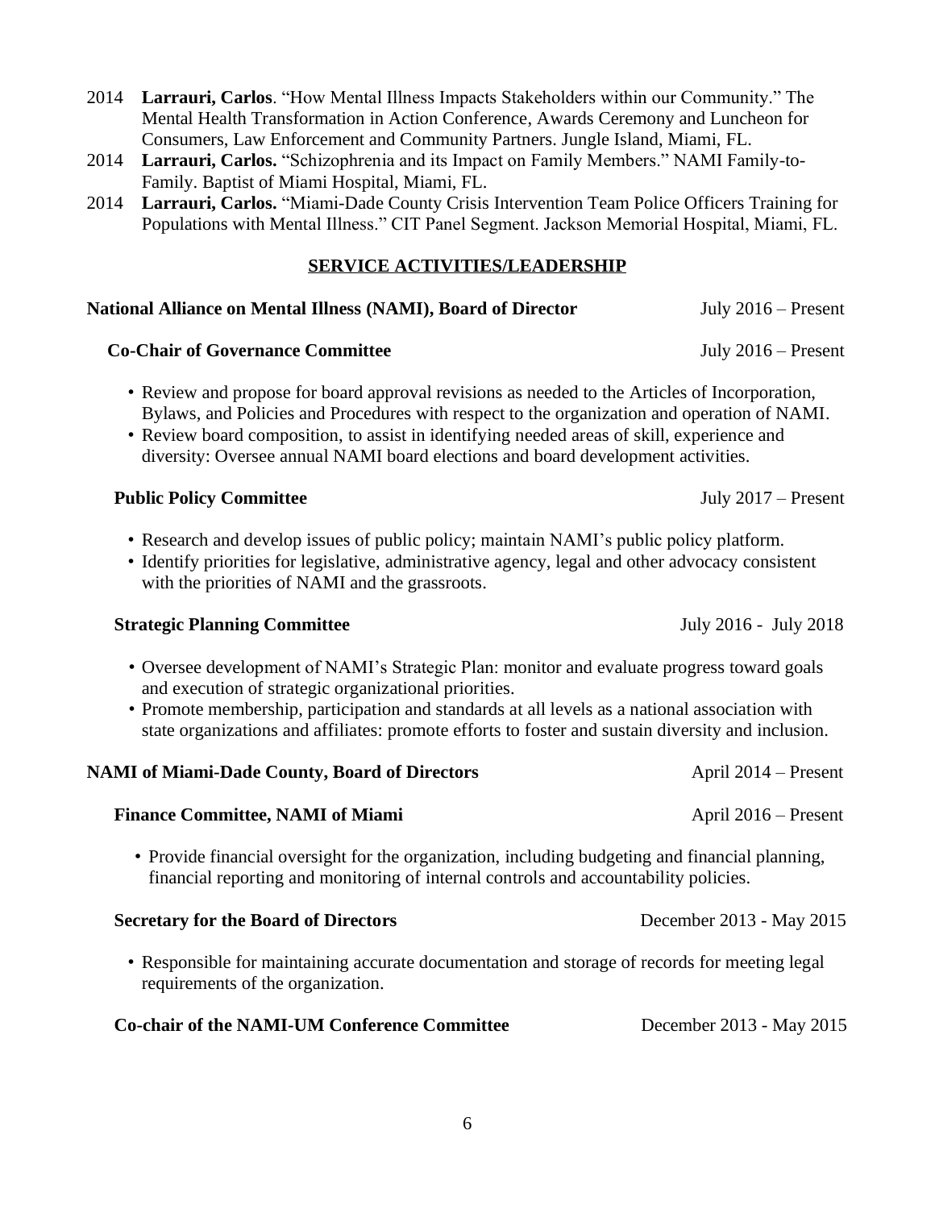2014 **Larrauri, Carlos**. "How Mental Illness Impacts Stakeholders within our Community." The Mental Health Transformation in Action Conference, Awards Ceremony and Luncheon for Consumers, Law Enforcement and Community Partners. Jungle Island, Miami, FL.

2014 **Larrauri, Carlos.** "Schizophrenia and its Impact on Family Members." NAMI Family-to-Family. Baptist of Miami Hospital, Miami, FL.

2014 **Larrauri, Carlos.** "Miami-Dade County Crisis Intervention Team Police Officers Training for Populations with Mental Illness." CIT Panel Segment. Jackson Memorial Hospital, Miami, FL.

## SERVICE ACTIVITIES/LEADERSHIP

**National Alliance on Mental Illness (NAMI), Board of Director** — July 2016 – Present

**Co-Chair of Governance Committee** — July 2016 – Present

- Review and propose for board approval revisions as needed to the Articles of Incorporation, Bylaws, and Policies and Procedures with respect to the organization and operation of NAMI.
- Review board composition, to assist in identifying needed areas of skill, experience and diversity: Oversee annual NAMI board elections and board development activities.

**Public Policy Committee** — July 2017 – Present

- Research and develop issues of public policy; maintain NAMI's public policy platform.
- Identify priorities for legislative, administrative agency, legal and other advocacy consistent with the priorities of NAMI and the grassroots.

**Strategic Planning Committee** — July 2016 - July 2018

- Oversee development of NAMI's Strategic Plan: monitor and evaluate progress toward goals and execution of strategic organizational priorities.
- Promote membership, participation and standards at all levels as a national association with state organizations and affiliates: promote efforts to foster and sustain diversity and inclusion.

**NAMI of Miami-Dade County, Board of Directors** — April 2014 – Present

**Finance Committee, NAMI of Miami** — April 2016 – Present

- Provide financial oversight for the organization, including budgeting and financial planning, financial reporting and monitoring of internal controls and accountability policies.

**Secretary for the Board of Directors** — December 2013 - May 2015

- Responsible for maintaining accurate documentation and storage of records for meeting legal requirements of the organization.

**Co-chair of the NAMI-UM Conference Committee** — December 2013 - May 2015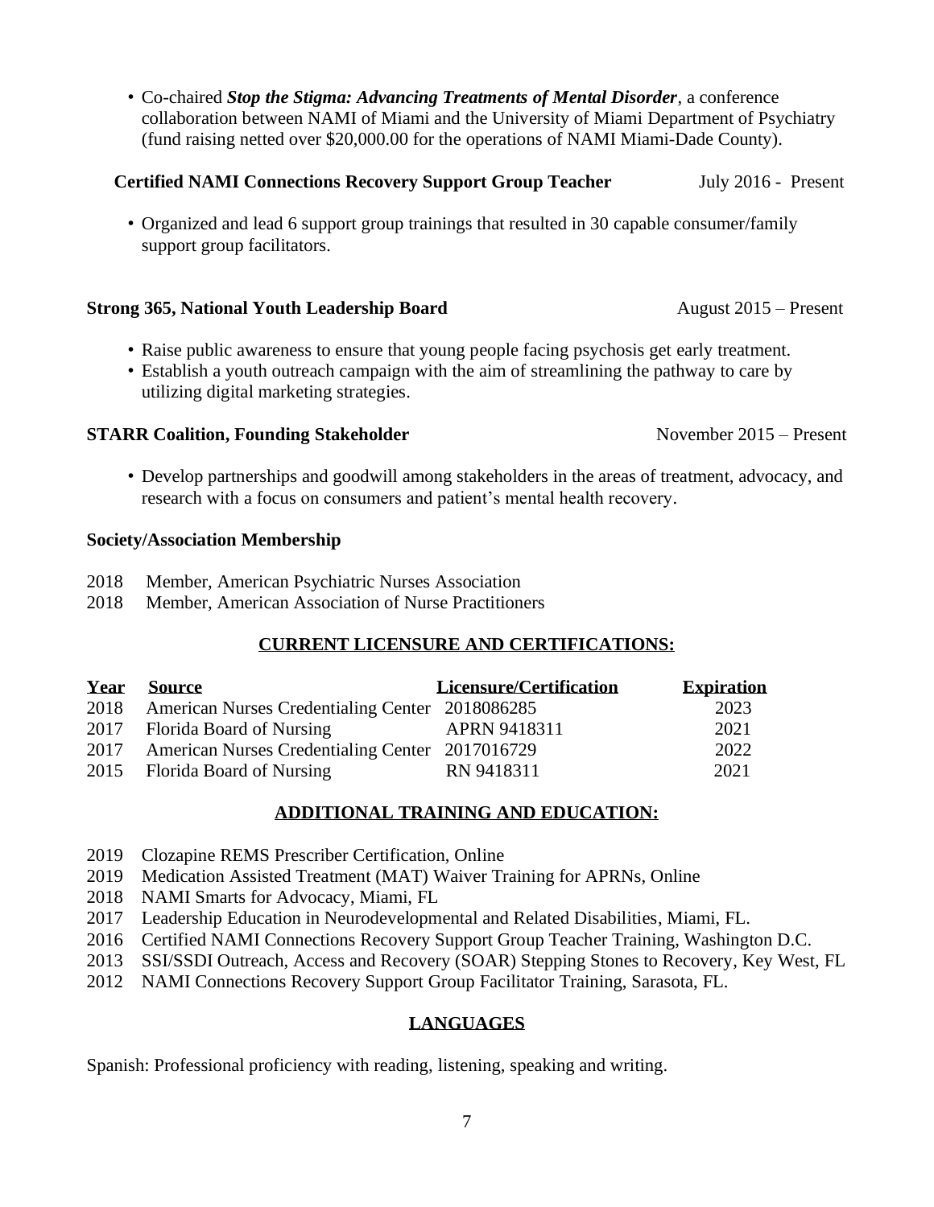- Co-chaired ***Stop the Stigma: Advancing Treatments of Mental Disorder***, a conference collaboration between NAMI of Miami and the University of Miami Department of Psychiatry (fund raising netted over $20,000.00 for the operations of NAMI Miami-Dade County).

**Certified NAMI Connections Recovery Support Group Teacher** July 2016 - Present

- Organized and lead 6 support group trainings that resulted in 30 capable consumer/family support group facilitators.

**Strong 365, National Youth Leadership Board** August 2015 – Present

- Raise public awareness to ensure that young people facing psychosis get early treatment.
- Establish a youth outreach campaign with the aim of streamlining the pathway to care by utilizing digital marketing strategies.

**STARR Coalition, Founding Stakeholder** November 2015 – Present

- Develop partnerships and goodwill among stakeholders in the areas of treatment, advocacy, and research with a focus on consumers and patient's mental health recovery.

**Society/Association Membership**

2018 Member, American Psychiatric Nurses Association
2018 Member, American Association of Nurse Practitioners

## CURRENT LICENSURE AND CERTIFICATIONS:

| Year | Source | Licensure/Certification | Expiration |
|---|---|---|---|
| 2018 | American Nurses Credentialing Center | 2018086285 | 2023 |
| 2017 | Florida Board of Nursing | APRN 9418311 | 2021 |
| 2017 | American Nurses Credentialing Center | 2017016729 | 2022 |
| 2015 | Florida Board of Nursing | RN 9418311 | 2021 |

## ADDITIONAL TRAINING AND EDUCATION:

2019 Clozapine REMS Prescriber Certification, Online
2019 Medication Assisted Treatment (MAT) Waiver Training for APRNs, Online
2018 NAMI Smarts for Advocacy, Miami, FL
2017 Leadership Education in Neurodevelopmental and Related Disabilities, Miami, FL.
2016 Certified NAMI Connections Recovery Support Group Teacher Training, Washington D.C.
2013 SSI/SSDI Outreach, Access and Recovery (SOAR) Stepping Stones to Recovery, Key West, FL
2012 NAMI Connections Recovery Support Group Facilitator Training, Sarasota, FL.

## LANGUAGES

Spanish: Professional proficiency with reading, listening, speaking and writing.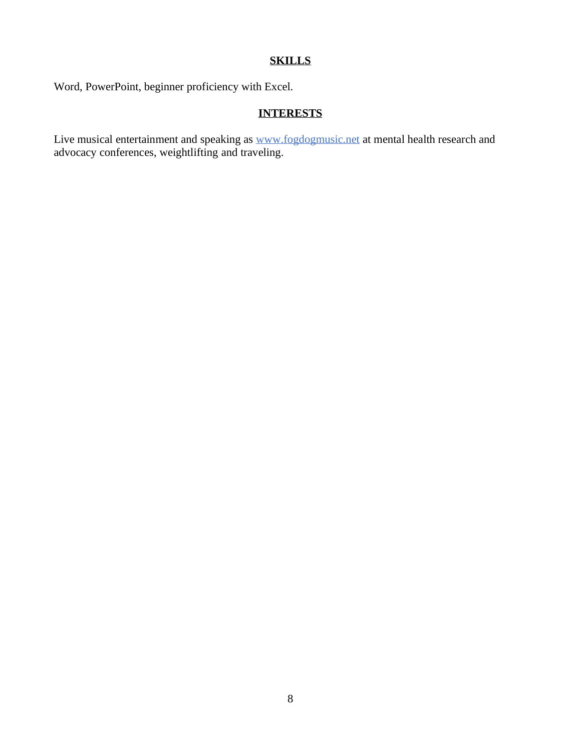## SKILLS

Word, PowerPoint, beginner proficiency with Excel.

## INTERESTS

Live musical entertainment and speaking as [www.fogdogmusic.net](http://www.fogdogmusic.net) at mental health research and advocacy conferences, weightlifting and traveling.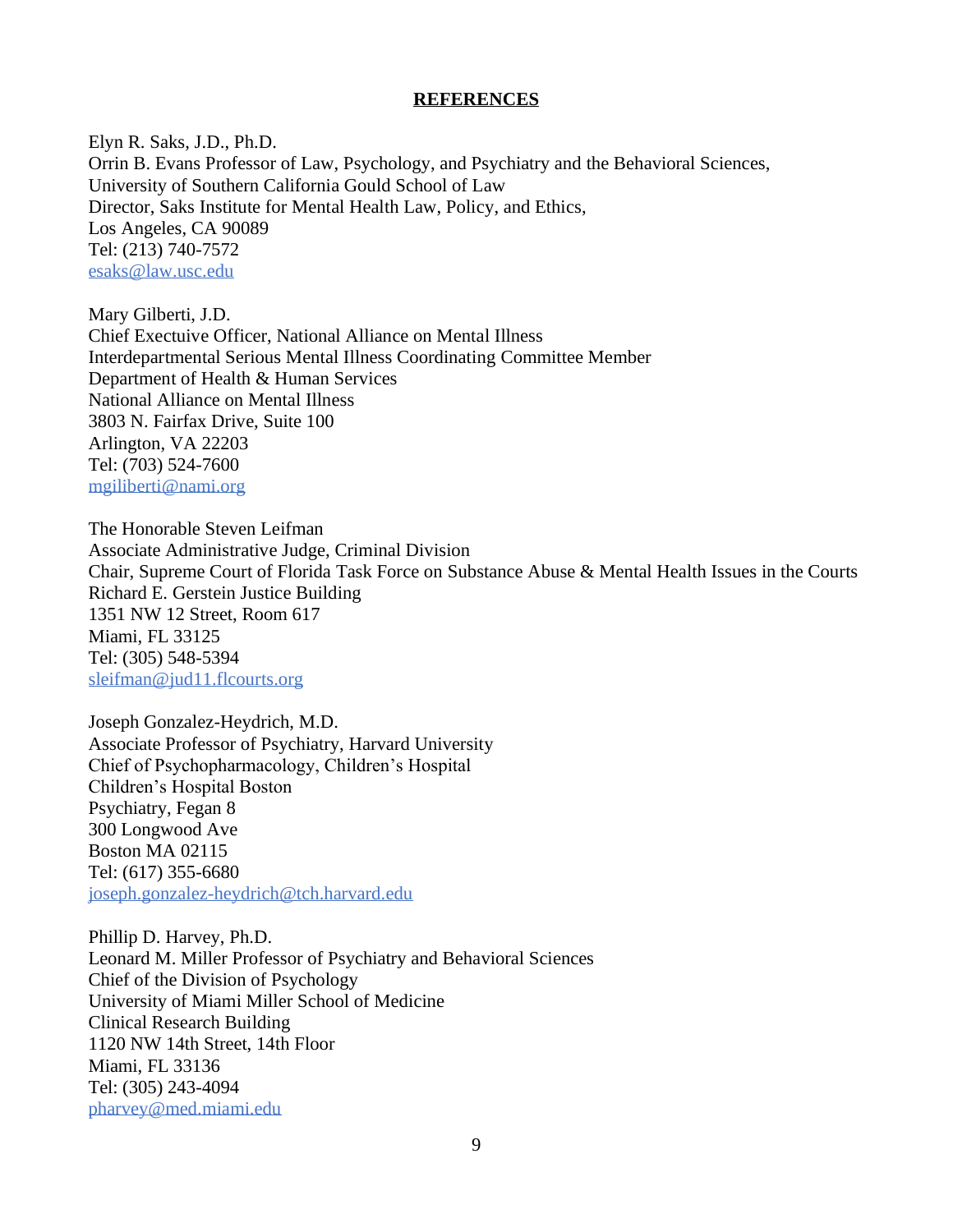**REFERENCES**

Elyn R. Saks, J.D., Ph.D.
Orrin B. Evans Professor of Law, Psychology, and Psychiatry and the Behavioral Sciences,
University of Southern California Gould School of Law
Director, Saks Institute for Mental Health Law, Policy, and Ethics,
Los Angeles, CA 90089
Tel: (213) 740-7572
esaks@law.usc.edu

Mary Gilberti, J.D.
Chief Exectuive Officer, National Alliance on Mental Illness
Interdepartmental Serious Mental Illness Coordinating Committee Member
Department of Health & Human Services
National Alliance on Mental Illness
3803 N. Fairfax Drive, Suite 100
Arlington, VA 22203
Tel: (703) 524-7600
mgiliberti@nami.org

The Honorable Steven Leifman
Associate Administrative Judge, Criminal Division
Chair, Supreme Court of Florida Task Force on Substance Abuse & Mental Health Issues in the Courts
Richard E. Gerstein Justice Building
1351 NW 12 Street, Room 617
Miami, FL 33125
Tel: (305) 548-5394
sleifman@jud11.flcourts.org

Joseph Gonzalez-Heydrich, M.D.
Associate Professor of Psychiatry, Harvard University
Chief of Psychopharmacology, Children's Hospital
Children's Hospital Boston
Psychiatry, Fegan 8
300 Longwood Ave
Boston MA 02115
Tel: (617) 355-6680
joseph.gonzalez-heydrich@tch.harvard.edu

Phillip D. Harvey, Ph.D.
Leonard M. Miller Professor of Psychiatry and Behavioral Sciences
Chief of the Division of Psychology
University of Miami Miller School of Medicine
Clinical Research Building
1120 NW 14th Street, 14th Floor
Miami, FL 33136
Tel: (305) 243-4094
pharvey@med.miami.edu